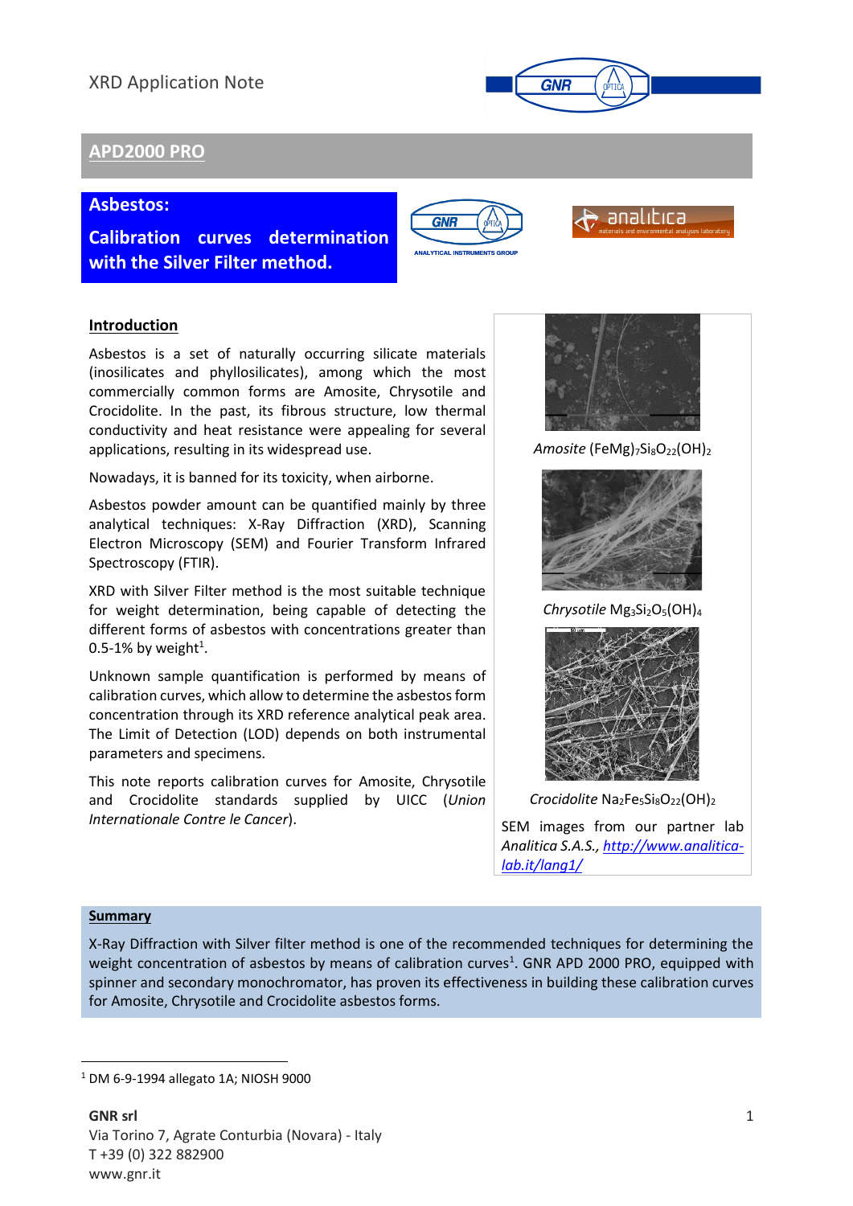XRD Application Note

## APD2000 PRO

# Asbestos: Calibration curves determination with the Silver Filter method.

### Introduction

Asbestos is a set of naturally occurring silicate materials (inosilicates and phyllosilicates), among which the most commercially common forms are Amosite, Chrysotile and Crocidolite. In the past, its fibrous structure, low thermal conductivity and heat resistance were appealing for several applications, resulting in its widespread use.

Nowadays, it is banned for its toxicity, when airborne.

Asbestos powder amount can be quantified mainly by three analytical techniques: X-Ray Diffraction (XRD), Scanning Electron Microscopy (SEM) and Fourier Transform Infrared Spectroscopy (FTIR).

XRD with Silver Filter method is the most suitable technique for weight determination, being capable of detecting the different forms of asbestos with concentrations greater than 0.5-1% by weight[1].

Unknown sample quantification is performed by means of calibration curves, which allow to determine the asbestos form concentration through its XRD reference analytical peak area. The Limit of Detection (LOD) depends on both instrumental parameters and specimens.

This note reports calibration curves for Amosite, Chrysotile and Crocidolite standards supplied by UICC (*Union Internationale Contre le Cancer*).

*Amosite* $(FeMg)_7Si_8O_{22}(OH)_2$

*Chrysotile* $Mg_3Si_2O_5(OH)_4$

*Crocidolite* $Na_2Fe_5Si_8O_{22}(OH)_2$

SEM images from our partner lab *Analitica S.A.S.*, *http://www.analitica-lab.it/lang1/*

### Summary

X-Ray Diffraction with Silver filter method is one of the recommended techniques for determining the weight concentration of asbestos by means of calibration curves[1]. GNR APD 2000 PRO, equipped with spinner and secondary monochromator, has proven its effectiveness in building these calibration curves for Amosite, Chrysotile and Crocidolite asbestos forms.

[1] DM 6-9-1994 allegato 1A; NIOSH 9000

**GNR srl**
Via Torino 7, Agrate Conturbia (Novara) - Italy
T +39 (0) 322 882900
www.gnr.it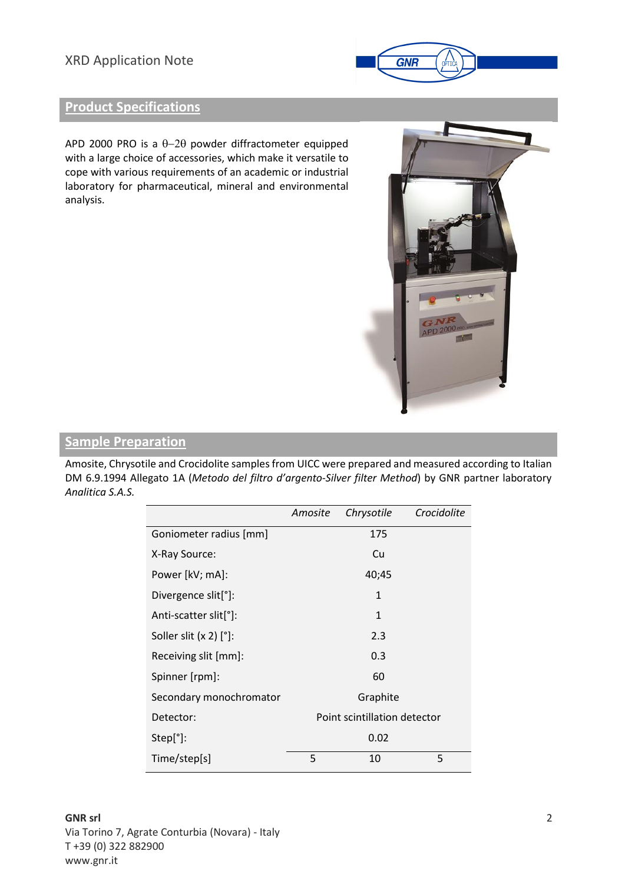## Product Specifications

APD 2000 PRO is a θ–2θ powder diffractometer equipped with a large choice of accessories, which make it versatile to cope with various requirements of an academic or industrial laboratory for pharmaceutical, mineral and environmental analysis.

## Sample Preparation

Amosite, Chrysotile and Crocidolite samples from UICC were prepared and measured according to Italian DM 6.9.1994 Allegato 1A (*Metodo del filtro d'argento-Silver filter Method*) by GNR partner laboratory *Analitica S.A.S.*

| | *Amosite* | *Chrysotile* | *Crocidolite* |
|---|---|---|---|
| Goniometer radius [mm] | | 175 | |
| X-Ray Source: | | Cu | |
| Power [kV; mA]: | | 40;45 | |
| Divergence slit[°]: | | 1 | |
| Anti-scatter slit[°]: | | 1 | |
| Soller slit (x 2) [°]: | | 2.3 | |
| Receiving slit [mm]: | | 0.3 | |
| Spinner [rpm]: | | 60 | |
| Secondary monochromator | | Graphite | |
| Detector: | | Point scintillation detector | |
| Step[°]: | | 0.02 | |
| Time/step[s] | 5 | 10 | 5 |

**GNR srl**
Via Torino 7, Agrate Conturbia (Novara) - Italy
T +39 (0) 322 882900
www.gnr.it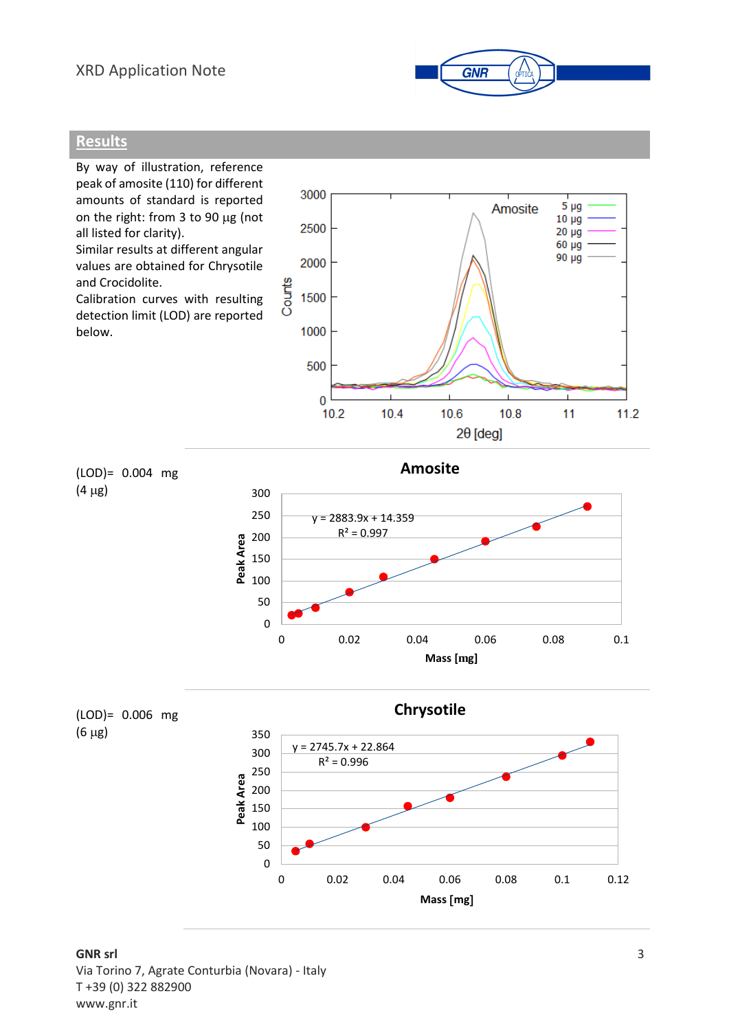## Results

By way of illustration, reference peak of amosite (110) for different amounts of standard is reported on the right: from 3 to 90 μg (not all listed for clarity).
Similar results at different angular values are obtained for Chrysotile and Crocidolite.
Calibration curves with resulting detection limit (LOD) are reported below.

(LOD)= 0.004 mg (4 μg)

**Amosite**

$y = 2883.9x + 14.359$
$R^2 = 0.997$

(LOD)= 0.006 mg (6 μg)

**Chrysotile**

$y = 2745.7x + 22.864$
$R^2 = 0.996$

**GNR srl**
Via Torino 7, Agrate Conturbia (Novara) - Italy
T +39 (0) 322 882900
www.gnr.it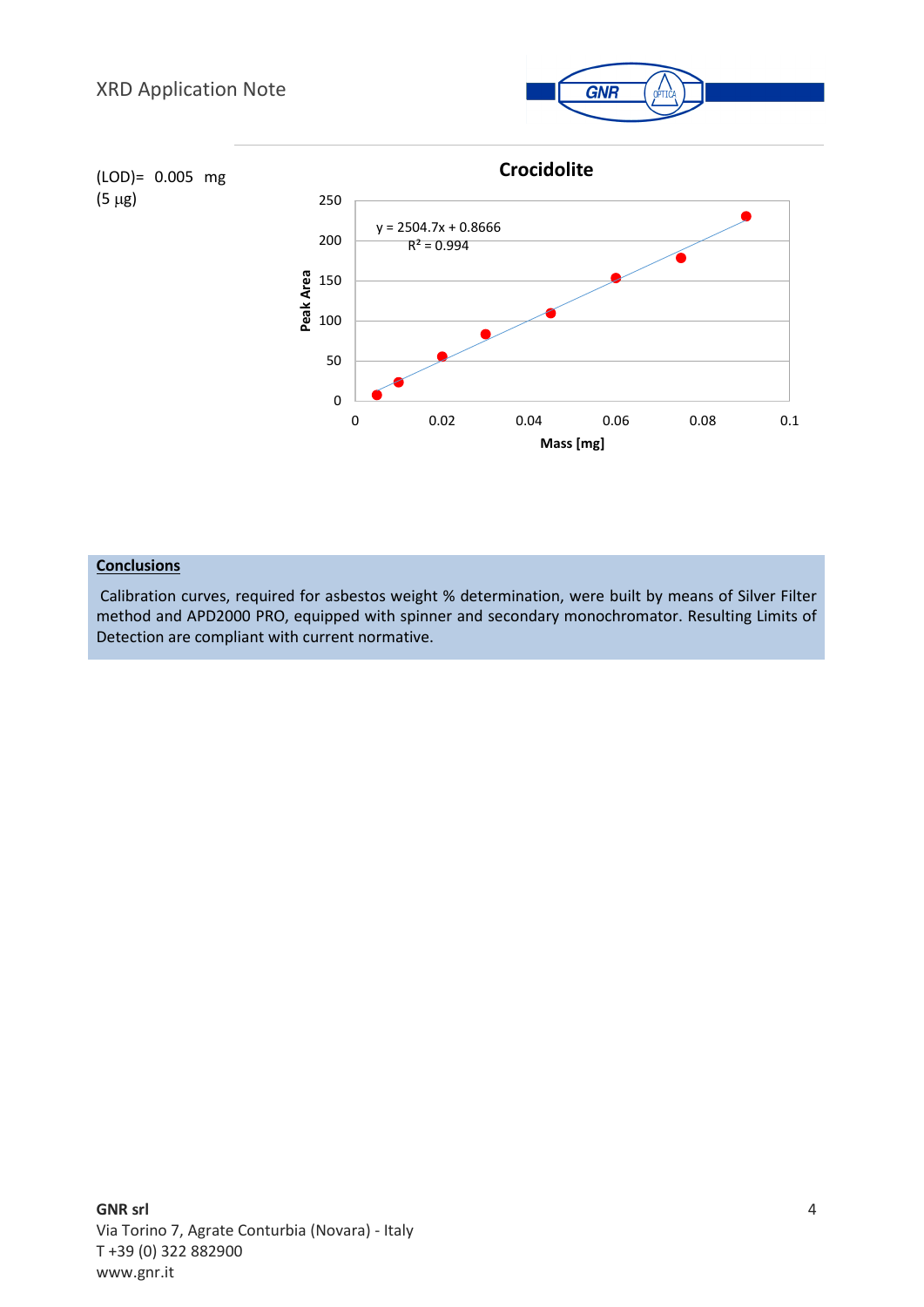(LOD)= 0.005 mg
(5 µg)

**Crocidolite**

y = 2504.7x + 0.8666
$R^2$ = 0.994

Peak Area

250
200
150
100
50
0

0
0.02
0.04
0.06
0.08
0.1

Mass [mg]

**Conclusions**

Calibration curves, required for asbestos weight % determination, were built by means of Silver Filter method and APD2000 PRO, equipped with spinner and secondary monochromator. Resulting Limits of Detection are compliant with current normative.

**GNR srl**
Via Torino 7, Agrate Conturbia (Novara) - Italy
T +39 (0) 322 882900
www.gnr.it